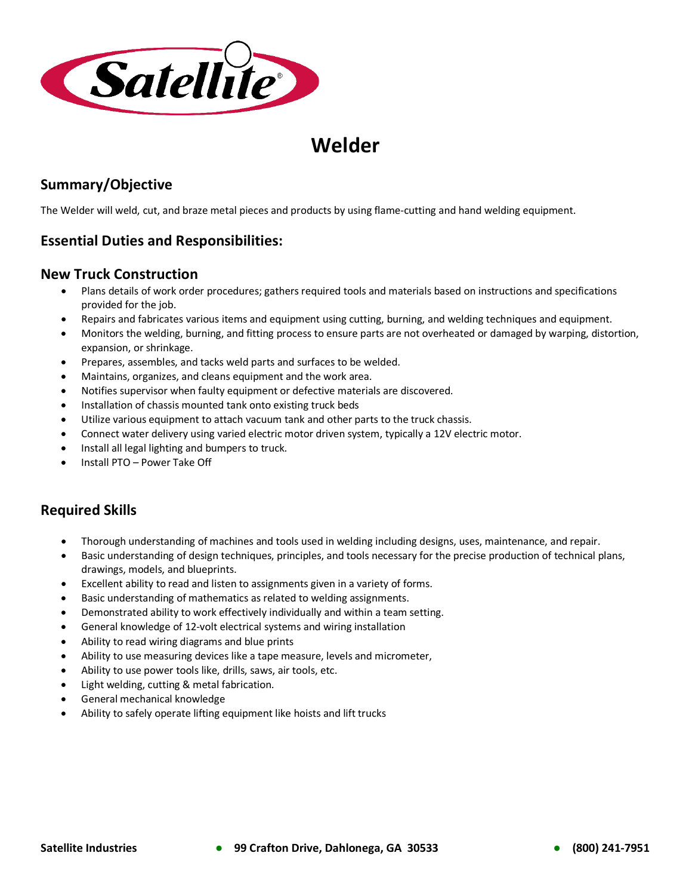# Welder

## Summary/Objective

The Welder will weld, cut, and braze metal pieces and products by using flame-cutting and hand welding equipment.

## Essential Duties and Responsibilities:

### New Truck Construction

- Plans details of work order procedures; gathers required tools and materials based on instructions and specifications provided for the job.
- Repairs and fabricates various items and equipment using cutting, burning, and welding techniques and equipment.
- Monitors the welding, burning, and fitting process to ensure parts are not overheated or damaged by warping, distortion, expansion, or shrinkage.
- Prepares, assembles, and tacks weld parts and surfaces to be welded.
- Maintains, organizes, and cleans equipment and the work area.
- Notifies supervisor when faulty equipment or defective materials are discovered.
- Installation of chassis mounted tank onto existing truck beds
- Utilize various equipment to attach vacuum tank and other parts to the truck chassis.
- Connect water delivery using varied electric motor driven system, typically a 12V electric motor.
- Install all legal lighting and bumpers to truck.
- Install PTO – Power Take Off

## Required Skills

- Thorough understanding of machines and tools used in welding including designs, uses, maintenance, and repair.
- Basic understanding of design techniques, principles, and tools necessary for the precise production of technical plans, drawings, models, and blueprints.
- Excellent ability to read and listen to assignments given in a variety of forms.
- Basic understanding of mathematics as related to welding assignments.
- Demonstrated ability to work effectively individually and within a team setting.
- General knowledge of 12-volt electrical systems and wiring installation
- Ability to read wiring diagrams and blue prints
- Ability to use measuring devices like a tape measure, levels and micrometer,
- Ability to use power tools like, drills, saws, air tools, etc.
- Light welding, cutting & metal fabrication.
- General mechanical knowledge
- Ability to safely operate lifting equipment like hoists and lift trucks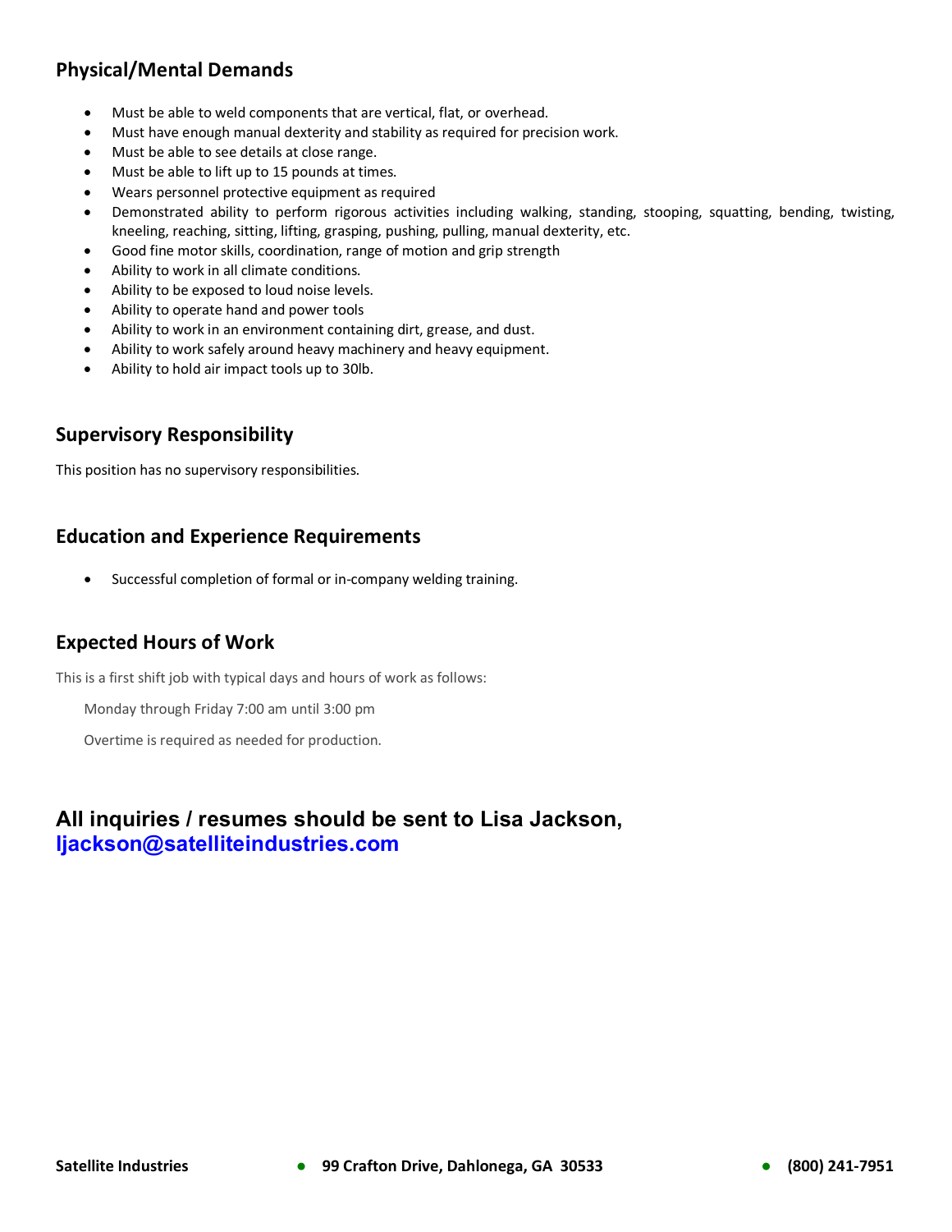## Physical/Mental Demands

- Must be able to weld components that are vertical, flat, or overhead.
- Must have enough manual dexterity and stability as required for precision work.
- Must be able to see details at close range.
- Must be able to lift up to 15 pounds at times.
- Wears personnel protective equipment as required
- Demonstrated ability to perform rigorous activities including walking, standing, stooping, squatting, bending, twisting, kneeling, reaching, sitting, lifting, grasping, pushing, pulling, manual dexterity, etc.
- Good fine motor skills, coordination, range of motion and grip strength
- Ability to work in all climate conditions.
- Ability to be exposed to loud noise levels.
- Ability to operate hand and power tools
- Ability to work in an environment containing dirt, grease, and dust.
- Ability to work safely around heavy machinery and heavy equipment.
- Ability to hold air impact tools up to 30lb.

## Supervisory Responsibility

This position has no supervisory responsibilities.

## Education and Experience Requirements

- Successful completion of formal or in-company welding training.

## Expected Hours of Work

This is a first shift job with typical days and hours of work as follows:

Monday through Friday 7:00 am until 3:00 pm

Overtime is required as needed for production.

## All inquiries / resumes should be sent to Lisa Jackson, ljackson@satelliteindustries.com

**Satellite Industries** ● **99 Crafton Drive, Dahlonega, GA 30533** ● **(800) 241-7951**